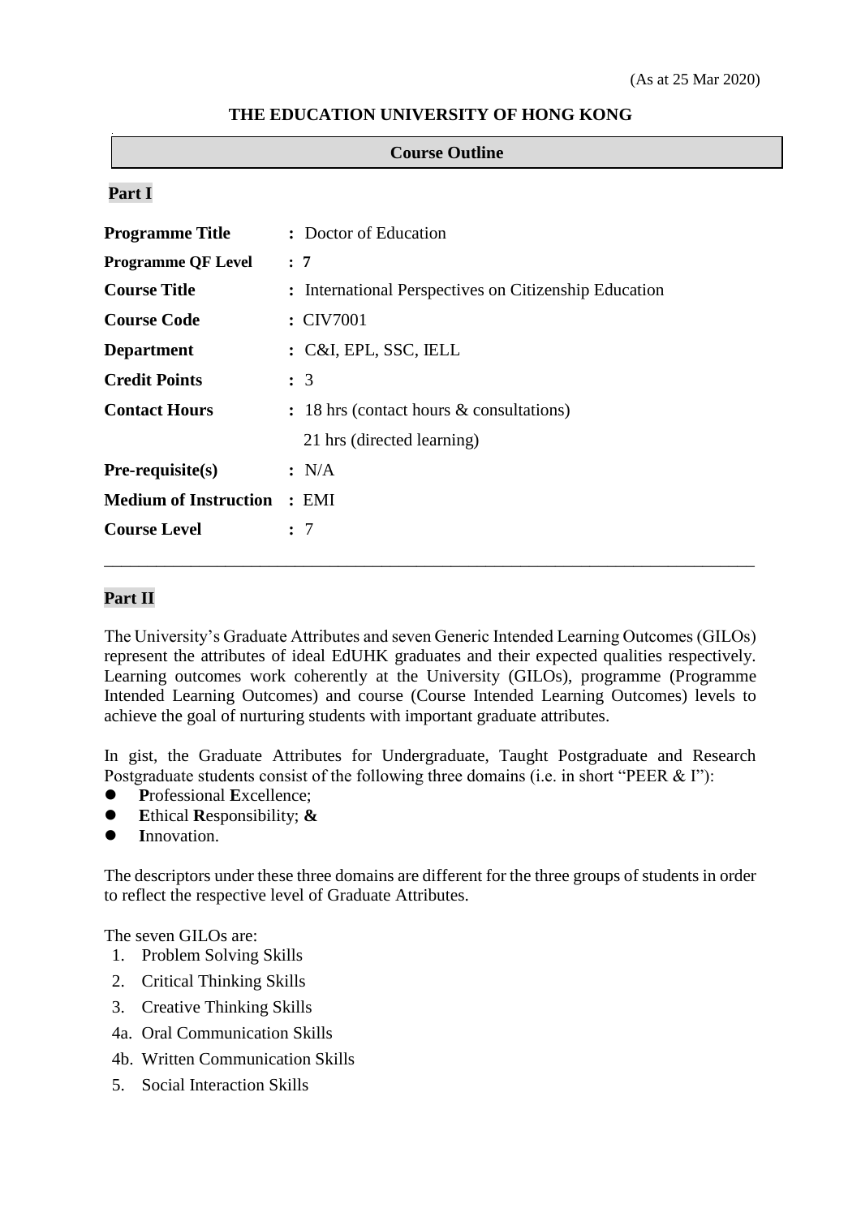(As at 25 Mar 2020)

**THE EDUCATION UNIVERSITY OF HONG KONG**

**Course Outline**

**Part I**

| | |
|---|---|
| **Programme Title** | : Doctor of Education |
| **Programme QF Level** | : **7** |
| **Course Title** | : International Perspectives on Citizenship Education |
| **Course Code** | : CIV7001 |
| **Department** | : C&I, EPL, SSC, IELL |
| **Credit Points** | : 3 |
| **Contact Hours** | : 18 hrs (contact hours & consultations)<br>21 hrs (directed learning) |
| **Pre-requisite(s)** | : N/A |
| **Medium of Instruction** | : EMI |
| **Course Level** | : 7 |

---

**Part II**

The University's Graduate Attributes and seven Generic Intended Learning Outcomes (GILOs) represent the attributes of ideal EdUHK graduates and their expected qualities respectively. Learning outcomes work coherently at the University (GILOs), programme (Programme Intended Learning Outcomes) and course (Course Intended Learning Outcomes) levels to achieve the goal of nurturing students with important graduate attributes.

In gist, the Graduate Attributes for Undergraduate, Taught Postgraduate and Research Postgraduate students consist of the following three domains (i.e. in short "PEER & I"):

- **P**rofessional **E**xcellence;
- **E**thical **R**esponsibility; **&**
- **I**nnovation.

The descriptors under these three domains are different for the three groups of students in order to reflect the respective level of Graduate Attributes.

The seven GILOs are:

1. Problem Solving Skills
2. Critical Thinking Skills
3. Creative Thinking Skills
4a. Oral Communication Skills
4b. Written Communication Skills
5. Social Interaction Skills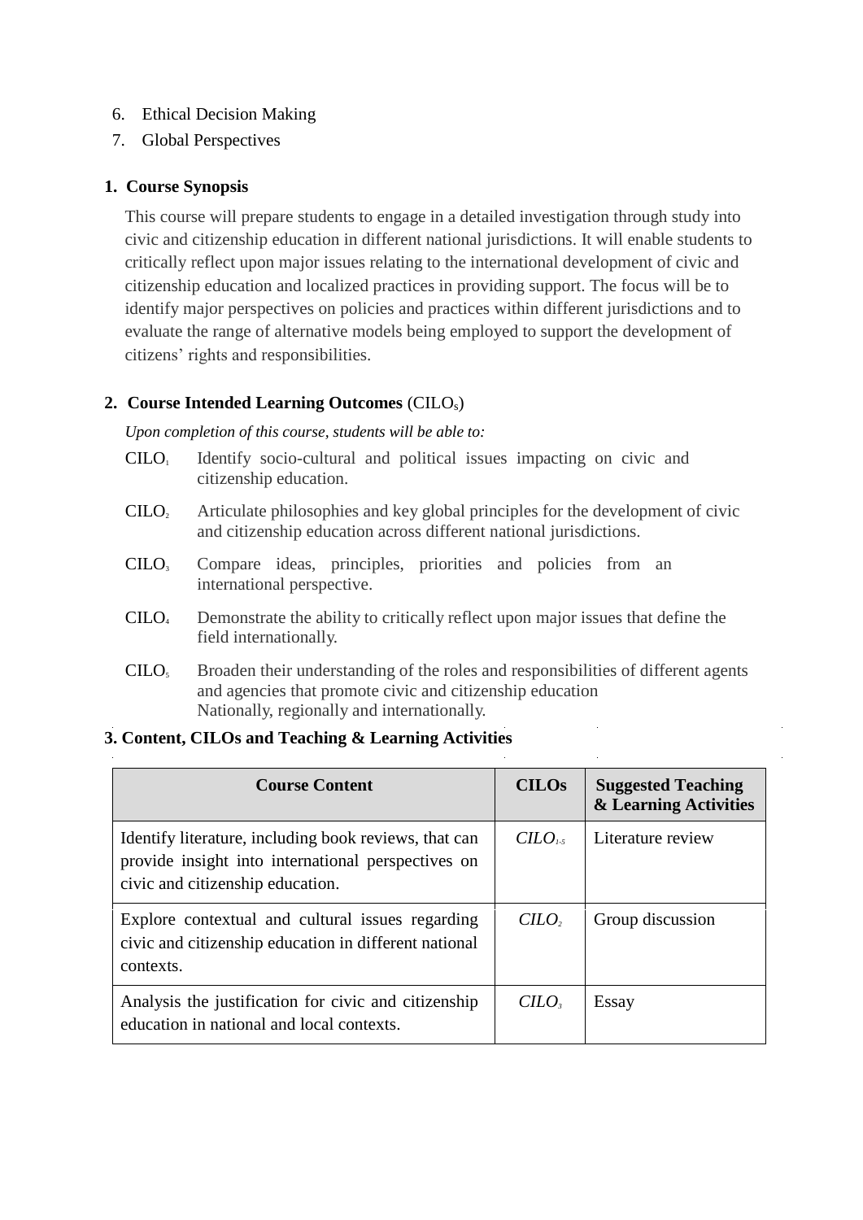6. Ethical Decision Making
7. Global Perspectives

**1. Course Synopsis**

This course will prepare students to engage in a detailed investigation through study into civic and citizenship education in different national jurisdictions. It will enable students to critically reflect upon major issues relating to the international development of civic and citizenship education and localized practices in providing support. The focus will be to identify major perspectives on policies and practices within different jurisdictions and to evaluate the range of alternative models being employed to support the development of citizens' rights and responsibilities.

**2. Course Intended Learning Outcomes** ($CILO_s$)

*Upon completion of this course, students will be able to:*

- $CILO_1$ Identify socio-cultural and political issues impacting on civic and citizenship education.
- $CILO_2$ Articulate philosophies and key global principles for the development of civic and citizenship education across different national jurisdictions.
- $CILO_3$ Compare ideas, principles, priorities and policies from an international perspective.
- $CILO_4$ Demonstrate the ability to critically reflect upon major issues that define the field internationally.
- $CILO_5$ Broaden their understanding of the roles and responsibilities of different agents and agencies that promote civic and citizenship education Nationally, regionally and internationally.

**3. Content, CILOs and Teaching & Learning Activities**

| Course Content | CILOs | Suggested Teaching & Learning Activities |
|---|---|---|
| Identify literature, including book reviews, that can provide insight into international perspectives on civic and citizenship education. | *$CILO_{1\text{-}5}$* | Literature review |
| Explore contextual and cultural issues regarding civic and citizenship education in different national contexts. | *$CILO_2$* | Group discussion |
| Analysis the justification for civic and citizenship education in national and local contexts. | *$CILO_3$* | Essay |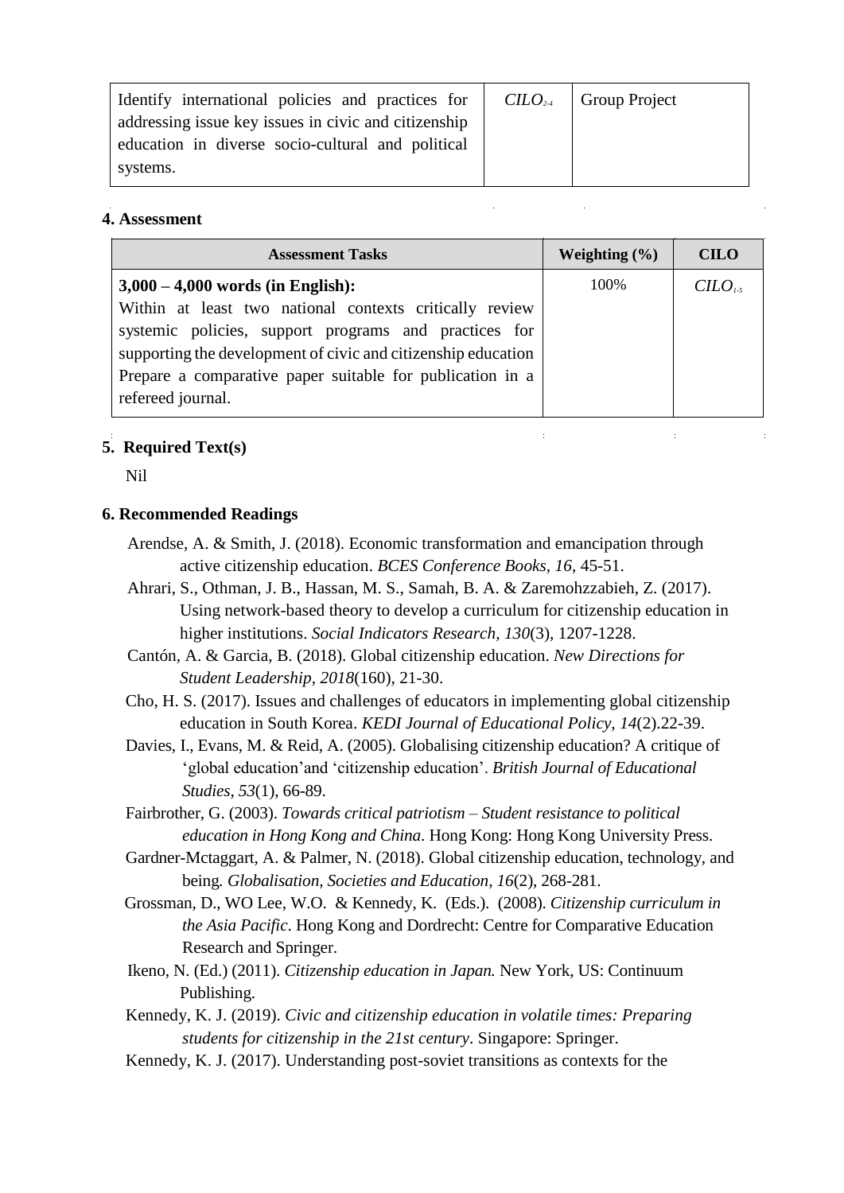| Identify international policies and practices for addressing issue key issues in civic and citizenship education in diverse socio-cultural and political systems. | $CILO_{2-4}$ | Group Project |
|---|---|---|

## 4. Assessment

| Assessment Tasks | Weighting (%) | CILO |
|---|---|---|
| **3,000 – 4,000 words (in English):** Within at least two national contexts critically review systemic policies, support programs and practices for supporting the development of civic and citizenship education Prepare a comparative paper suitable for publication in a refereed journal. | 100% | $CILO_{1-5}$ |

## 5. Required Text(s)

Nil

## 6. Recommended Readings

Arendse, A. & Smith, J. (2018). Economic transformation and emancipation through active citizenship education. *BCES Conference Books, 16*, 45-51.

Ahrari, S., Othman, J. B., Hassan, M. S., Samah, B. A. & Zaremohzzabieh, Z. (2017). Using network-based theory to develop a curriculum for citizenship education in higher institutions. *Social Indicators Research, 130*(3), 1207-1228.

Cantón, A. & Garcia, B. (2018). Global citizenship education. *New Directions for Student Leadership, 2018*(160), 21-30.

Cho, H. S. (2017). Issues and challenges of educators in implementing global citizenship education in South Korea. *KEDI Journal of Educational Policy, 14*(2).22-39.

Davies, I., Evans, M. & Reid, A. (2005). Globalising citizenship education? A critique of 'global education'and 'citizenship education'. *British Journal of Educational Studies, 53*(1), 66-89.

Fairbrother, G. (2003). *Towards critical patriotism – Student resistance to political education in Hong Kong and China*. Hong Kong: Hong Kong University Press.

Gardner-Mctaggart, A. & Palmer, N. (2018). Global citizenship education, technology, and being*. Globalisation, Societies and Education, 16*(2), 268-281.

Grossman, D., WO Lee, W.O. & Kennedy, K. (Eds.). (2008). *Citizenship curriculum in the Asia Pacific*. Hong Kong and Dordrecht: Centre for Comparative Education Research and Springer.

Ikeno, N. (Ed.) (2011). *Citizenship education in Japan.* New York, US: Continuum Publishing.

Kennedy, K. J. (2019). *Civic and citizenship education in volatile times: Preparing students for citizenship in the 21st century*. Singapore: Springer.

Kennedy, K. J. (2017). Understanding post-soviet transitions as contexts for the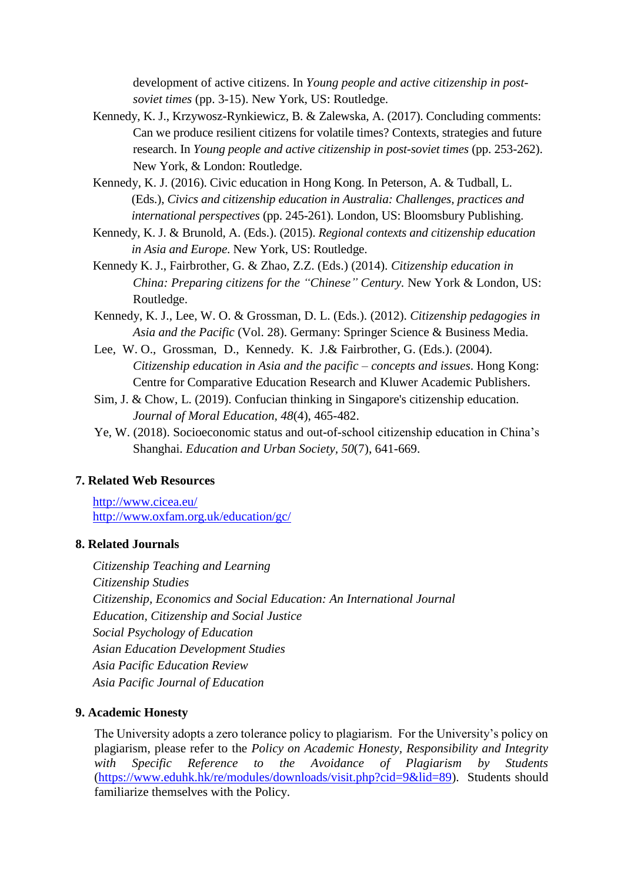development of active citizens. In *Young people and active citizenship in post-soviet times* (pp. 3-15). New York, US: Routledge.

Kennedy, K. J., Krzywosz-Rynkiewicz, B. & Zalewska, A. (2017). Concluding comments: Can we produce resilient citizens for volatile times? Contexts, strategies and future research. In *Young people and active citizenship in post-soviet times* (pp. 253-262). New York, & London: Routledge.

Kennedy, K. J. (2016). Civic education in Hong Kong. In Peterson, A. & Tudball, L. (Eds.), *Civics and citizenship education in Australia: Challenges, practices and international perspectives* (pp. 245-261). London, US: Bloomsbury Publishing.

Kennedy, K. J. & Brunold, A. (Eds.). (2015). *Regional contexts and citizenship education in Asia and Europe*. New York, US: Routledge.

Kennedy K. J., Fairbrother, G. & Zhao, Z.Z. (Eds.) (2014). *Citizenship education in China: Preparing citizens for the "Chinese" Century*. New York & London, US: Routledge.

Kennedy, K. J., Lee, W. O. & Grossman, D. L. (Eds.). (2012). *Citizenship pedagogies in Asia and the Pacific* (Vol. 28). Germany: Springer Science & Business Media.

Lee, W. O., Grossman, D., Kennedy. K. J.& Fairbrother, G. (Eds.). (2004). *Citizenship education in Asia and the pacific – concepts and issues*. Hong Kong: Centre for Comparative Education Research and Kluwer Academic Publishers.

Sim, J. & Chow, L. (2019). Confucian thinking in Singapore's citizenship education. *Journal of Moral Education*, *48*(4), 465-482.

Ye, W. (2018). Socioeconomic status and out-of-school citizenship education in China's Shanghai. *Education and Urban Society*, *50*(7), 641-669.

## 7. Related Web Resources

http://www.cicea.eu/
http://www.oxfam.org.uk/education/gc/

## 8. Related Journals

*Citizenship Teaching and Learning*
*Citizenship Studies*
*Citizenship, Economics and Social Education: An International Journal*
*Education, Citizenship and Social Justice*
*Social Psychology of Education*
*Asian Education Development Studies*
*Asia Pacific Education Review*
*Asia Pacific Journal of Education*

## 9. Academic Honesty

The University adopts a zero tolerance policy to plagiarism. For the University's policy on plagiarism, please refer to the *Policy on Academic Honesty, Responsibility and Integrity with Specific Reference to the Avoidance of Plagiarism by Students* (https://www.eduhk.hk/re/modules/downloads/visit.php?cid=9&lid=89). Students should familiarize themselves with the Policy.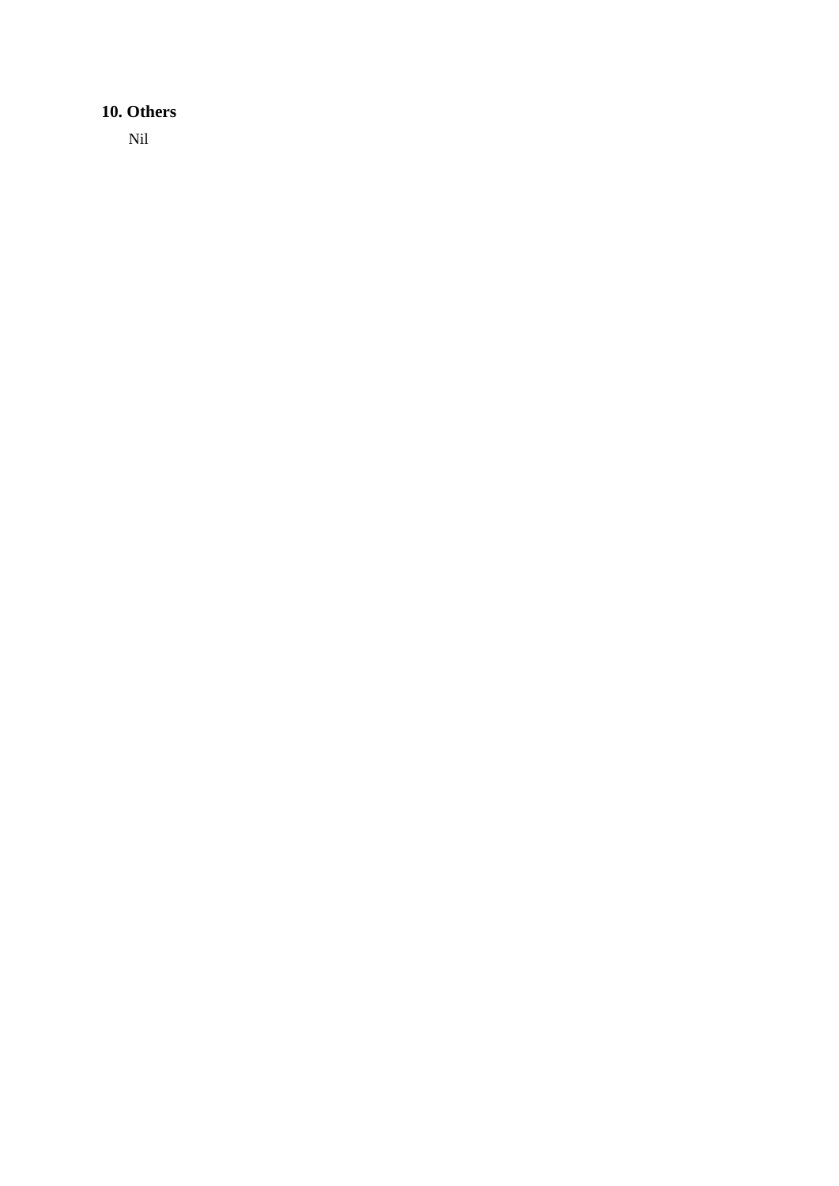## 10. Others

Nil